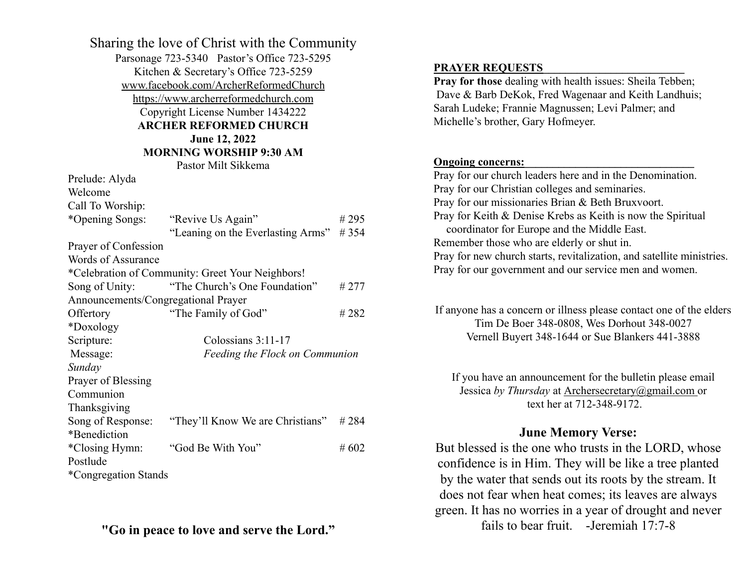Sharing the love of Christ with the Community

Parsonage 723-5340   Pastor's Office 723-5295

Kitchen & Secretary's Office 723-5259

www.facebook.com/ArcherReformedChurch

https://www.archerreformedchurch.com

Copyright License Number 1434222

**ARCHER REFORMED CHURCH**

**June 12, 2022**

**MORNING WORSHIP 9:30 AM**

Pastor Milt Sikkema

| | | |
|---|---|---|
| Prelude: Alyda | | |
| Welcome | | |
| Call To Worship: | | |
| *Opening Songs: | "Revive Us Again" | # 295 |
| | "Leaning on the Everlasting Arms" | # 354 |
| Prayer of Confession | | |
| Words of Assurance | | |
| *Celebration of Community: Greet Your Neighbors! | | |
| Song of Unity: | "The Church's One Foundation" | # 277 |
| Announcements/Congregational Prayer | | |
| Offertory | "The Family of God" | # 282 |
| *Doxology | | |
| Scripture: | Colossians 3:11-17 | |
| Message: | *Feeding the Flock on Communion Sunday* | |
| Prayer of Blessing | | |
| Communion | | |
| Thanksgiving | | |
| Song of Response: | "They'll Know We are Christians" | # 284 |
| *Benediction | | |
| *Closing Hymn: | "God Be With You" | # 602 |
| Postlude | | |
| *Congregation Stands | | |

**"Go in peace to love and serve the Lord."**

**PRAYER REQUESTS**

**Pray for those** dealing with health issues: Sheila Tebben; Dave & Barb DeKok, Fred Wagenaar and Keith Landhuis; Sarah Ludeke; Frannie Magnussen; Levi Palmer; and Michelle's brother, Gary Hofmeyer.

**Ongoing concerns:**

Pray for our church leaders here and in the Denomination.
Pray for our Christian colleges and seminaries.
Pray for our missionaries Brian & Beth Bruxvoort.
Pray for Keith & Denise Krebs as Keith is now the Spiritual coordinator for Europe and the Middle East.
Remember those who are elderly or shut in.
Pray for new church starts, revitalization, and satellite ministries.
Pray for our government and our service men and women.

If anyone has a concern or illness please contact one of the elders
Tim De Boer 348-0808, Wes Dorhout 348-0027
Vernell Buyert 348-1644 or Sue Blankers 441-3888

If you have an announcement for the bulletin please email Jessica *by Thursday* at Archersecretary@gmail.com or text her at 712-348-9172.

## June Memory Verse:

But blessed is the one who trusts in the LORD, whose confidence is in Him. They will be like a tree planted by the water that sends out its roots by the stream. It does not fear when heat comes; its leaves are always green. It has no worries in a year of drought and never fails to bear fruit.    -Jeremiah 17:7-8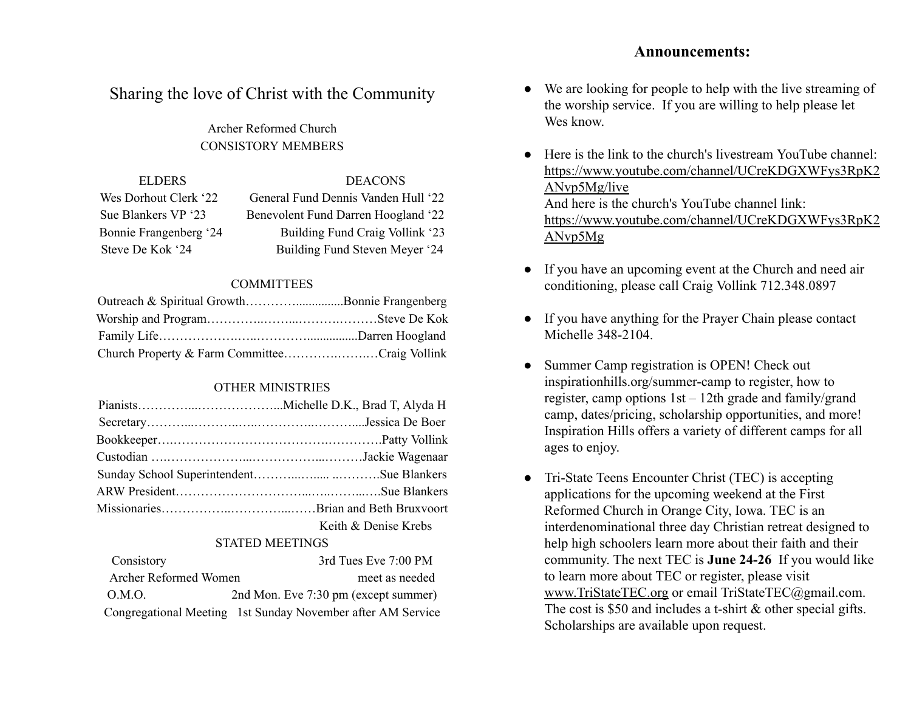## Sharing the love of Christ with the Community

Archer Reformed Church
CONSISTORY MEMBERS

| ELDERS | DEACONS |
|---|---|
| Wes Dorhout Clerk '22 | General Fund Dennis Vanden Hull '22 |
| Sue Blankers VP '23 | Benevolent Fund Darren Hoogland '22 |
| Bonnie Frangenberg '24 | Building Fund Craig Vollink '23 |
| Steve De Kok '24 | Building Fund Steven Meyer '24 |

### COMMITTEES

Outreach & Spiritual Growth…………..............Bonnie Frangenberg
Worship and Program…………..……...…….………Steve De Kok
Family Life………………..…..…………................Darren Hoogland
Church Property & Farm Committee……….……..…Craig Vollink

### OTHER MINISTRIES

Pianists…………....………………...Michelle D.K., Brad T, Alyda H
Secretary………...………..…..…………..……….....Jessica De Boer
Bookkeeper….…………………………….………….Patty Vollink
Custodian ….………………...………………...………Jackie Wagenaar
Sunday School Superintendent………...…..... ..……….Sue Blankers
ARW President…………………………...….……...….Sue Blankers
Missionaries……………..…………...……Brian and Beth Bruxvoort
Keith & Denise Krebs

### STATED MEETINGS

| | |
|---|---|
| Consistory | 3rd Tues Eve 7:00 PM |
| Archer Reformed Women | meet as needed |
| O.M.O. | 2nd Mon. Eve 7:30 pm (except summer) |
| Congregational Meeting | 1st Sunday November after AM Service |

## Announcements:

- We are looking for people to help with the live streaming of the worship service. If you are willing to help please let Wes know.
- Here is the link to the church's livestream YouTube channel: https://www.youtube.com/channel/UCreKDGXWFys3RpK2ANvp5Mg/live
  And here is the church's YouTube channel link: https://www.youtube.com/channel/UCreKDGXWFys3RpK2ANvp5Mg
- If you have an upcoming event at the Church and need air conditioning, please call Craig Vollink 712.348.0897
- If you have anything for the Prayer Chain please contact Michelle 348-2104.
- Summer Camp registration is OPEN! Check out inspirationhills.org/summer-camp to register, how to register, camp options 1st – 12th grade and family/grand camp, dates/pricing, scholarship opportunities, and more! Inspiration Hills offers a variety of different camps for all ages to enjoy.
- Tri-State Teens Encounter Christ (TEC) is accepting applications for the upcoming weekend at the First Reformed Church in Orange City, Iowa. TEC is an interdenominational three day Christian retreat designed to help high schoolers learn more about their faith and their community. The next TEC is **June 24-26** If you would like to learn more about TEC or register, please visit www.TriStateTEC.org or email TriStateTEC@gmail.com. The cost is $50 and includes a t-shirt & other special gifts. Scholarships are available upon request.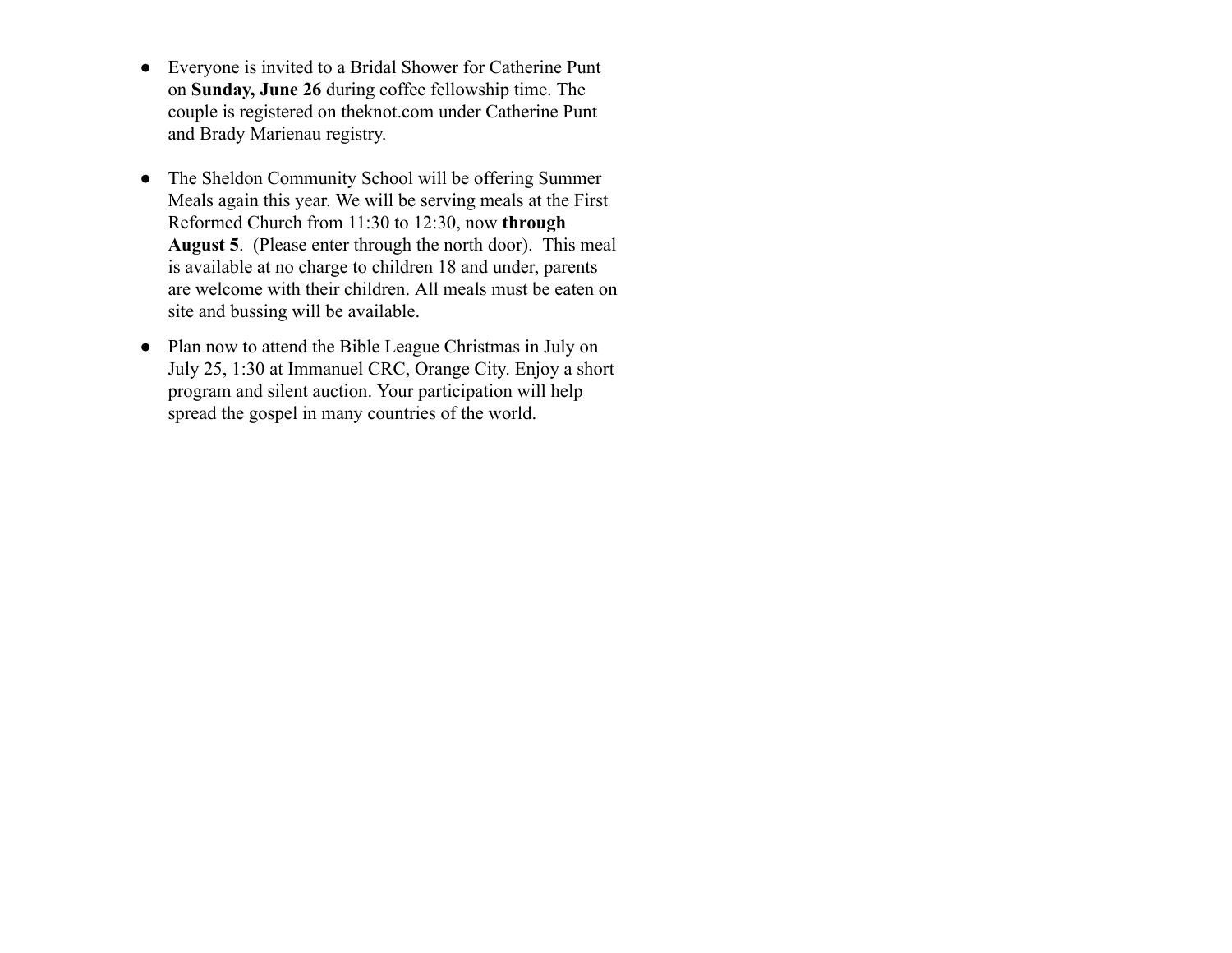- Everyone is invited to a Bridal Shower for Catherine Punt on **Sunday, June 26** during coffee fellowship time. The couple is registered on theknot.com under Catherine Punt and Brady Marienau registry.

- The Sheldon Community School will be offering Summer Meals again this year. We will be serving meals at the First Reformed Church from 11:30 to 12:30, now **through August 5**. (Please enter through the north door). This meal is available at no charge to children 18 and under, parents are welcome with their children. All meals must be eaten on site and bussing will be available.

- Plan now to attend the Bible League Christmas in July on July 25, 1:30 at Immanuel CRC, Orange City. Enjoy a short program and silent auction. Your participation will help spread the gospel in many countries of the world.